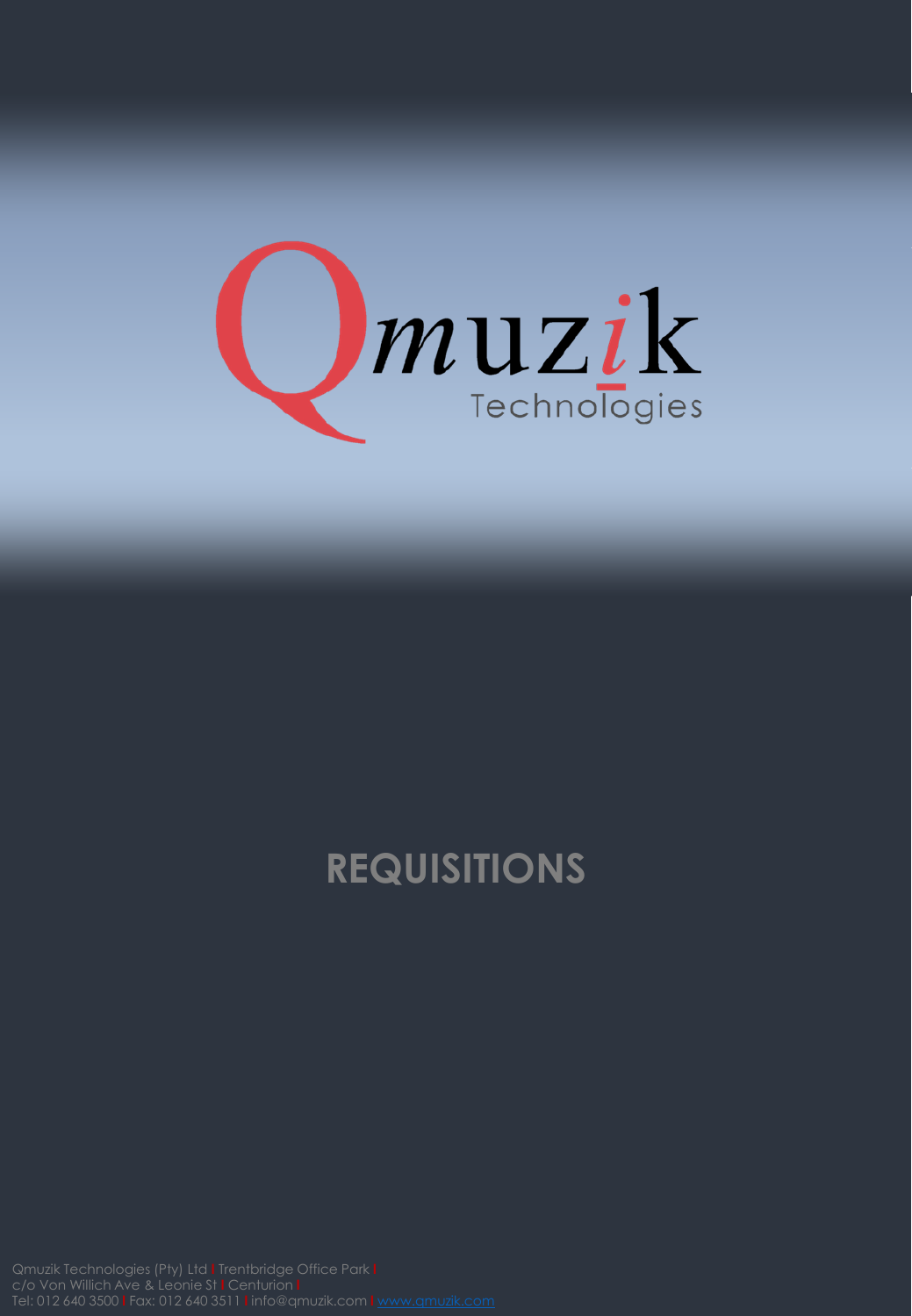Qmuzik Technologies

# REQUISITIONS

Qmuzik Technologies (Pty) Ltd | Trentbridge Office Park |
c/o Von Willich Ave & Leonie St | Centurion |
Tel: 012 640 3500 | Fax: 012 640 3511 | info@qmuzik.com | www.qmuzik.com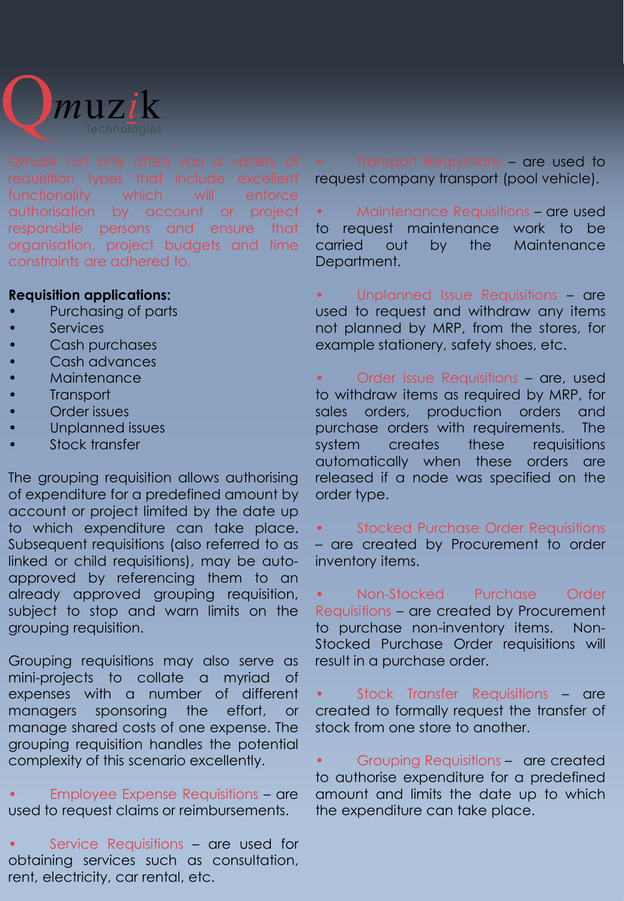Qmuzik Technologies

Qmuzik not only offers you a variety of requisition types that include excellent functionality which will enforce authorisation by account or project responsible persons and ensure that organisation, project budgets and time constraints are adhered to.

**Requisition applications:**

- Purchasing of parts
- Services
- Cash purchases
- Cash advances
- Maintenance
- Transport
- Order issues
- Unplanned issues
- Stock transfer

The grouping requisition allows authorising of expenditure for a predefined amount by account or project limited by the date up to which expenditure can take place. Subsequent requisitions (also referred to as linked or child requisitions), may be auto-approved by referencing them to an already approved grouping requisition, subject to stop and warn limits on the grouping requisition.

Grouping requisitions may also serve as mini-projects to collate a myriad of expenses with a number of different managers sponsoring the effort, or manage shared costs of one expense. The grouping requisition handles the potential complexity of this scenario excellently.

- Employee Expense Requisitions – are used to request claims or reimbursements.

- Service Requisitions – are used for obtaining services such as consultation, rent, electricity, car rental, etc.

- Transport Requisitions – are used to request company transport (pool vehicle).

- Maintenance Requisitions – are used to request maintenance work to be carried out by the Maintenance Department.

- Unplanned Issue Requisitions – are used to request and withdraw any items not planned by MRP, from the stores, for example stationery, safety shoes, etc.

- Order Issue Requisitions – are, used to withdraw items as required by MRP, for sales orders, production orders and purchase orders with requirements. The system creates these requisitions automatically when these orders are released if a node was specified on the order type.

- Stocked Purchase Order Requisitions – are created by Procurement to order inventory items.

- Non-Stocked Purchase Order Requisitions – are created by Procurement to purchase non-inventory items. Non-Stocked Purchase Order requisitions will result in a purchase order.

- Stock Transfer Requisitions – are created to formally request the transfer of stock from one store to another.

- Grouping Requisitions – are created to authorise expenditure for a predefined amount and limits the date up to which the expenditure can take place.